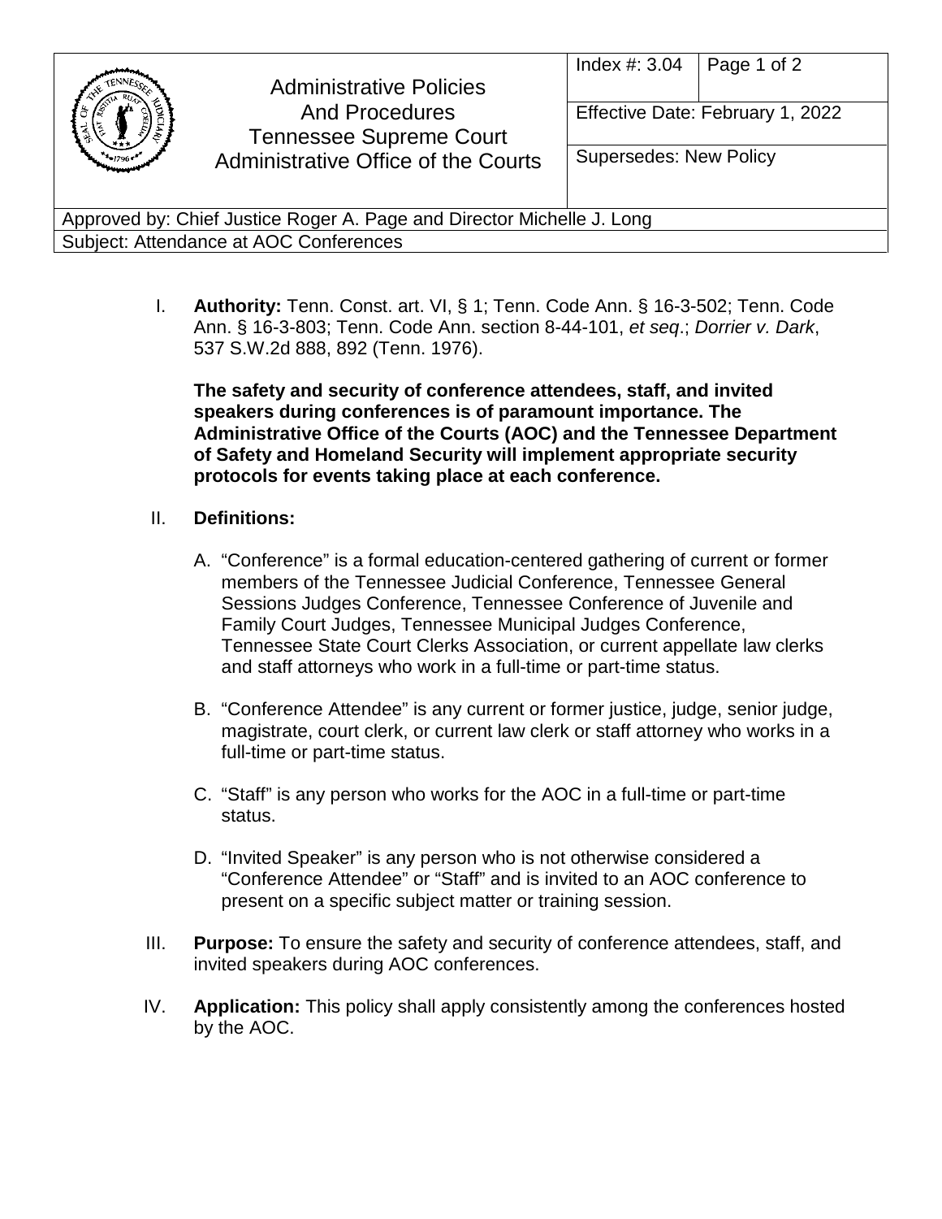| Administrative Policies And Procedures Tennessee Supreme Court Administrative Office of the Courts | Index #: 3.04 |
| --- | --- |
| | Effective Date: February 1, 2022 |
| | Supersedes: New Policy |
| Approved by: Chief Justice Roger A. Page and Director Michelle J. Long | |
| Subject: Attendance at AOC Conferences | |

I. **Authority:** Tenn. Const. art. VI, § 1; Tenn. Code Ann. § 16-3-502; Tenn. Code Ann. § 16-3-803; Tenn. Code Ann. section 8-44-101, *et seq*.; *Dorrier v. Dark*, 537 S.W.2d 888, 892 (Tenn. 1976).

**The safety and security of conference attendees, staff, and invited speakers during conferences is of paramount importance. The Administrative Office of the Courts (AOC) and the Tennessee Department of Safety and Homeland Security will implement appropriate security protocols for events taking place at each conference.**

II. **Definitions:**

A. "Conference" is a formal education-centered gathering of current or former members of the Tennessee Judicial Conference, Tennessee General Sessions Judges Conference, Tennessee Conference of Juvenile and Family Court Judges, Tennessee Municipal Judges Conference, Tennessee State Court Clerks Association, or current appellate law clerks and staff attorneys who work in a full-time or part-time status.

B. "Conference Attendee" is any current or former justice, judge, senior judge, magistrate, court clerk, or current law clerk or staff attorney who works in a full-time or part-time status.

C. "Staff" is any person who works for the AOC in a full-time or part-time status.

D. "Invited Speaker" is any person who is not otherwise considered a "Conference Attendee" or "Staff" and is invited to an AOC conference to present on a specific subject matter or training session.

III. **Purpose:** To ensure the safety and security of conference attendees, staff, and invited speakers during AOC conferences.

IV. **Application:** This policy shall apply consistently among the conferences hosted by the AOC.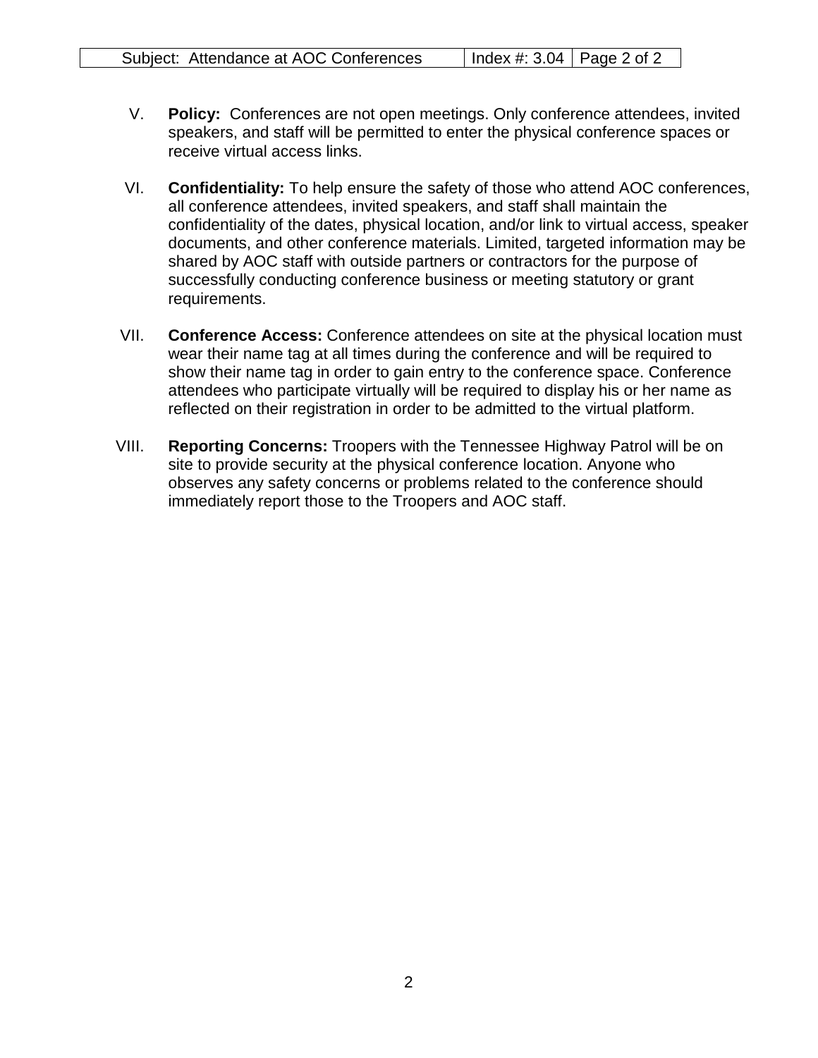V. **Policy:** Conferences are not open meetings. Only conference attendees, invited speakers, and staff will be permitted to enter the physical conference spaces or receive virtual access links.

VI. **Confidentiality:** To help ensure the safety of those who attend AOC conferences, all conference attendees, invited speakers, and staff shall maintain the confidentiality of the dates, physical location, and/or link to virtual access, speaker documents, and other conference materials. Limited, targeted information may be shared by AOC staff with outside partners or contractors for the purpose of successfully conducting conference business or meeting statutory or grant requirements.

VII. **Conference Access:** Conference attendees on site at the physical location must wear their name tag at all times during the conference and will be required to show their name tag in order to gain entry to the conference space. Conference attendees who participate virtually will be required to display his or her name as reflected on their registration in order to be admitted to the virtual platform.

VIII. **Reporting Concerns:** Troopers with the Tennessee Highway Patrol will be on site to provide security at the physical conference location. Anyone who observes any safety concerns or problems related to the conference should immediately report those to the Troopers and AOC staff.